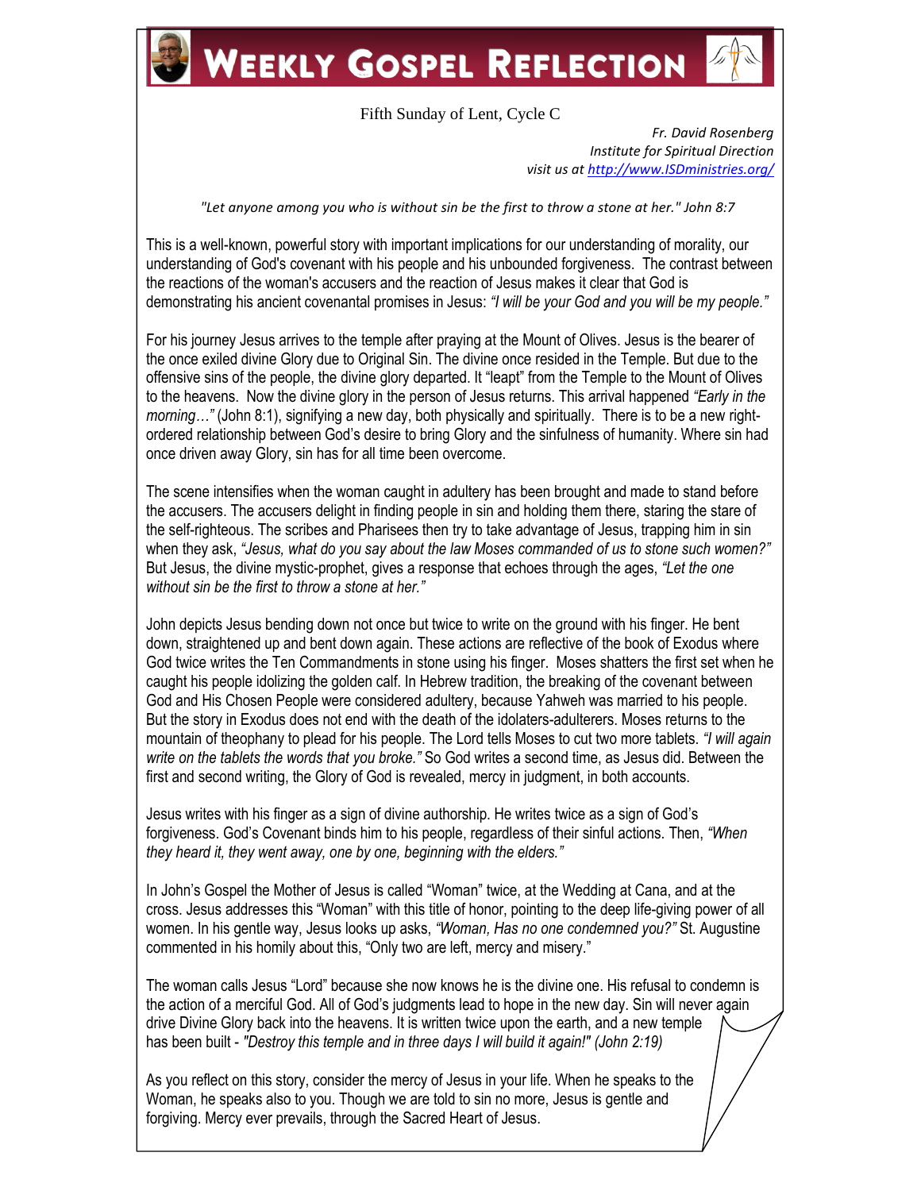# Weekly Gospel Reflection

Fifth Sunday of Lent, Cycle C

*Fr. David Rosenberg*
*Institute for Spiritual Direction*
*visit us at [http://www.ISDministries.org/](http://www.ISDministries.org/)*

*"Let anyone among you who is without sin be the first to throw a stone at her." John 8:7*

This is a well-known, powerful story with important implications for our understanding of morality, our understanding of God's covenant with his people and his unbounded forgiveness. The contrast between the reactions of the woman's accusers and the reaction of Jesus makes it clear that God is demonstrating his ancient covenantal promises in Jesus: *"I will be your God and you will be my people."*

For his journey Jesus arrives to the temple after praying at the Mount of Olives. Jesus is the bearer of the once exiled divine Glory due to Original Sin. The divine once resided in the Temple. But due to the offensive sins of the people, the divine glory departed. It "leapt" from the Temple to the Mount of Olives to the heavens. Now the divine glory in the person of Jesus returns. This arrival happened *"Early in the morning…"* (John 8:1), signifying a new day, both physically and spiritually. There is to be a new right-ordered relationship between God's desire to bring Glory and the sinfulness of humanity. Where sin had once driven away Glory, sin has for all time been overcome.

The scene intensifies when the woman caught in adultery has been brought and made to stand before the accusers. The accusers delight in finding people in sin and holding them there, staring the stare of the self-righteous. The scribes and Pharisees then try to take advantage of Jesus, trapping him in sin when they ask, *"Jesus, what do you say about the law Moses commanded of us to stone such women?"* But Jesus, the divine mystic-prophet, gives a response that echoes through the ages, *"Let the one without sin be the first to throw a stone at her."*

John depicts Jesus bending down not once but twice to write on the ground with his finger. He bent down, straightened up and bent down again. These actions are reflective of the book of Exodus where God twice writes the Ten Commandments in stone using his finger. Moses shatters the first set when he caught his people idolizing the golden calf. In Hebrew tradition, the breaking of the covenant between God and His Chosen People were considered adultery, because Yahweh was married to his people. But the story in Exodus does not end with the death of the idolaters-adulterers. Moses returns to the mountain of theophany to plead for his people. The Lord tells Moses to cut two more tablets. *"I will again write on the tablets the words that you broke."* So God writes a second time, as Jesus did. Between the first and second writing, the Glory of God is revealed, mercy in judgment, in both accounts.

Jesus writes with his finger as a sign of divine authorship. He writes twice as a sign of God's forgiveness. God's Covenant binds him to his people, regardless of their sinful actions. Then, *"When they heard it, they went away, one by one, beginning with the elders."*

In John's Gospel the Mother of Jesus is called "Woman" twice, at the Wedding at Cana, and at the cross. Jesus addresses this "Woman" with this title of honor, pointing to the deep life-giving power of all women. In his gentle way, Jesus looks up asks, *"Woman, Has no one condemned you?"* St. Augustine commented in his homily about this, "Only two are left, mercy and misery."

The woman calls Jesus "Lord" because she now knows he is the divine one. His refusal to condemn is the action of a merciful God. All of God's judgments lead to hope in the new day. Sin will never again drive Divine Glory back into the heavens. It is written twice upon the earth, and a new temple has been built - *"Destroy this temple and in three days I will build it again!" (John 2:19)*

As you reflect on this story, consider the mercy of Jesus in your life. When he speaks to the Woman, he speaks also to you. Though we are told to sin no more, Jesus is gentle and forgiving. Mercy ever prevails, through the Sacred Heart of Jesus.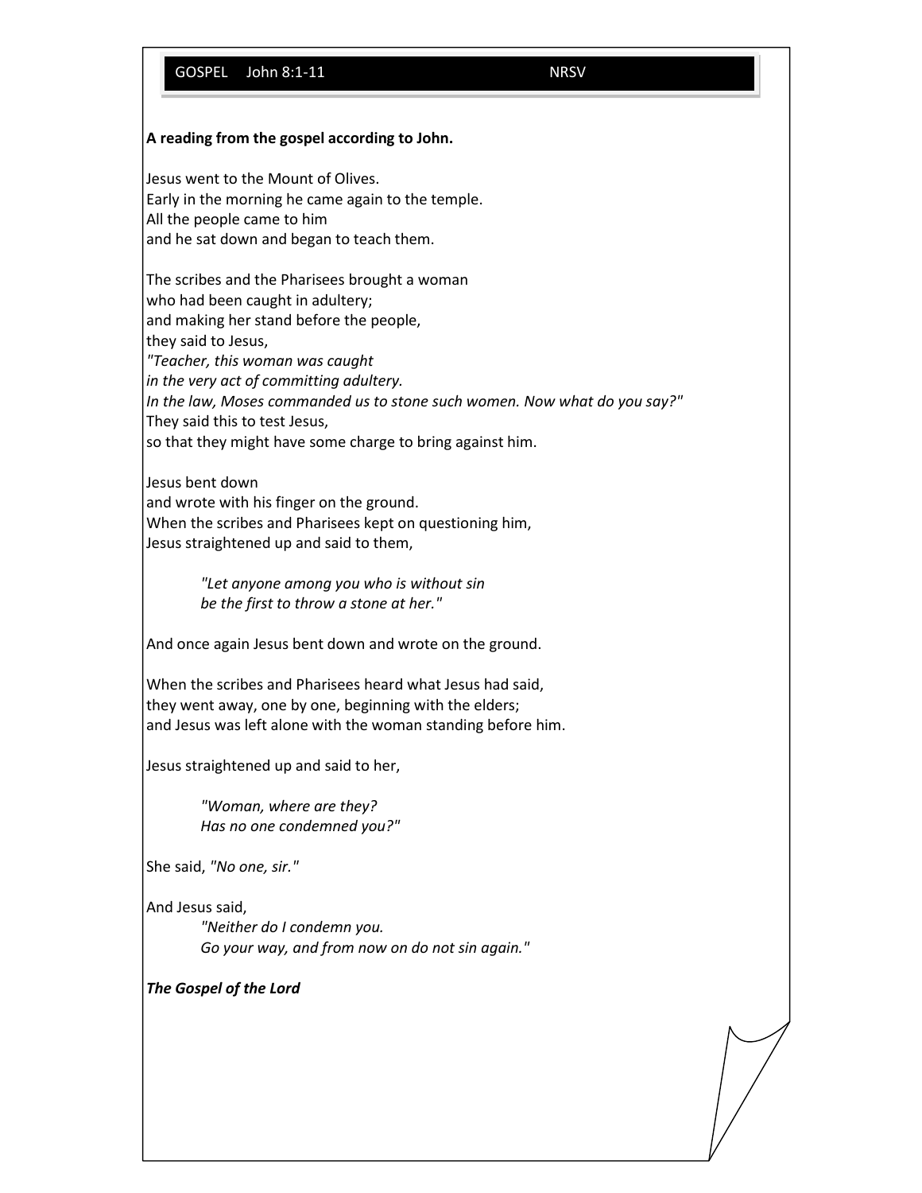GOSPEL John 8:1-11 NRSV

**A reading from the gospel according to John.**

Jesus went to the Mount of Olives.
Early in the morning he came again to the temple.
All the people came to him
and he sat down and began to teach them.

The scribes and the Pharisees brought a woman
who had been caught in adultery;
and making her stand before the people,
they said to Jesus,
*"Teacher, this woman was caught*
*in the very act of committing adultery.*
*In the law, Moses commanded us to stone such women. Now what do you say?"*
They said this to test Jesus,
so that they might have some charge to bring against him.

Jesus bent down
and wrote with his finger on the ground.
When the scribes and Pharisees kept on questioning him,
Jesus straightened up and said to them,

> *"Let anyone among you who is without sin*
> *be the first to throw a stone at her."*

And once again Jesus bent down and wrote on the ground.

When the scribes and Pharisees heard what Jesus had said,
they went away, one by one, beginning with the elders;
and Jesus was left alone with the woman standing before him.

Jesus straightened up and said to her,

> *"Woman, where are they?*
> *Has no one condemned you?"*

She said, *"No one, sir."*

And Jesus said,

> *"Neither do I condemn you.*
> *Go your way, and from now on do not sin again."*

***The Gospel of the Lord***